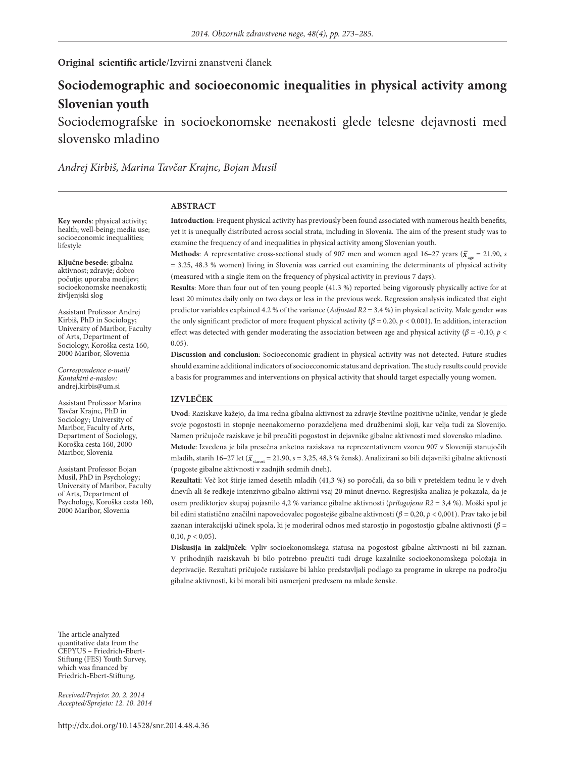**Original scientific article**/Izvirni znanstveni članek

# Sociodemographic and socioeconomic inequalities in physical activity among Slovenian youth

Sociodemografske in socioekonomske neenakosti glede telesne dejavnosti med slovensko mladino

*Andrej Kirbiš, Marina Tavčar Krajnc, Bojan Musil*

**Key words**: physical activity; health; well-being; media use; socioeconomic inequalities; lifestyle

**Ključne besede**: gibalna aktivnost; zdravje; dobro počutje; uporaba medijev; socioekonomske neenakosti; življenjski slog

Assistant Professor Andrej Kirbiš, PhD in Sociology; University of Maribor, Faculty of Arts, Department of Sociology, Koroška cesta 160, 2000 Maribor, Slovenia

*Correspondence e-mail/ Kontaktni e-naslov:* andrej.kirbis@um.si

Assistant Professor Marina Tavčar Krajnc, PhD in Sociology; University of Maribor, Faculty of Arts, Department of Sociology, Koroška cesta 160, 2000 Maribor, Slovenia

Assistant Professor Bojan Musil, PhD in Psychology; University of Maribor, Faculty of Arts, Department of Psychology, Koroška cesta 160, 2000 Maribor, Slovenia

The article analyzed quantitative data from the CEPYUS – Friedrich-Ebert-Stiftung (FES) Youth Survey, which was financed by Friedrich-Ebert-Stiftung.

*Received/Prejeto: 20. 2. 2014*
*Accepted/Sprejeto: 12. 10. 2014*

## ABSTRACT

**Introduction**: Frequent physical activity has previously been found associated with numerous health benefits, yet it is unequally distributed across social strata, including in Slovenia. The aim of the present study was to examine the frequency of and inequalities in physical activity among Slovenian youth.

**Methods**: A representative cross-sectional study of 907 men and women aged 16–27 years ($\bar{x}_{age}$ = 21.90, *s* = 3.25, 48.3 % women) living in Slovenia was carried out examining the determinants of physical activity (measured with a single item on the frequency of physical activity in previous 7 days).

**Results**: More than four out of ten young people (41.3 %) reported being vigorously physically active for at least 20 minutes daily only on two days or less in the previous week. Regression analysis indicated that eight predictor variables explained 4.2 % of the variance (*Adjusted R2* = 3.4 %) in physical activity. Male gender was the only significant predictor of more frequent physical activity ($\beta = 0.20$, $p < 0.001$). In addition, interaction effect was detected with gender moderating the association between age and physical activity ($\beta = -0.10$, $p < 0.05$).

**Discussion and conclusion**: Socioeconomic gradient in physical activity was not detected. Future studies should examine additional indicators of socioeconomic status and deprivation. The study results could provide a basis for programmes and interventions on physical activity that should target especially young women.

## IZVLEČEK

**Uvod**: Raziskave kažejo, da ima redna gibalna aktivnost za zdravje številne pozitivne učinke, vendar je glede svoje pogostosti in stopnje neenakomerno porazdeljena med družbenimi sloji, kar velja tudi za Slovenijo. Namen pričujoče raziskave je bil preučiti pogostost in dejavnike gibalne aktivnosti med slovensko mladino.

**Metode**: Izvedena je bila presečna anketna raziskava na reprezentativnem vzorcu 907 v Sloveniji stanujočih mladih, starih 16–27 let ($\bar{x}_{starost}$ = 21,90, *s* = 3,25, 48,3 % žensk). Analizirani so bili dejavniki gibalne aktivnosti (pogoste gibalne aktivnosti v zadnjih sedmih dneh).

**Rezultati**: Več kot štirje izmed desetih mladih (41,3 %) so poročali, da so bili v preteklem tednu le v dveh dnevih ali še redkeje intenzivno gibalno aktivni vsaj 20 minut dnevno. Regresijska analiza je pokazala, da je osem prediktorjev skupaj pojasnilo 4,2 % variance gibalne aktivnosti (*prilagojena R2* = 3,4 %). Moški spol je bil edini statistično značilni napovedovalec pogostejše gibalne aktivnosti ($\beta$ = 0,20, $p$ < 0,001). Prav tako je bil zaznan interakcijski učinek spola, ki je moderiral odnos med starostjo in pogostostjo gibalne aktivnosti ($\beta$ = 0,10, $p$ < 0,05).

**Diskusija in zaključek**: Vpliv socioekonomskega statusa na pogostost gibalne aktivnosti ni bil zaznan. V prihodnjih raziskavah bi bilo potrebno preučiti tudi druge kazalnike socioekonomskega položaja in deprivacije. Rezultati pričujoče raziskave bi lahko predstavljali podlago za programe in ukrepe na področju gibalne aktivnosti, ki bi morali biti usmerjeni predvsem na mlade ženske.

http://dx.doi.org/10.14528/snr.2014.48.4.36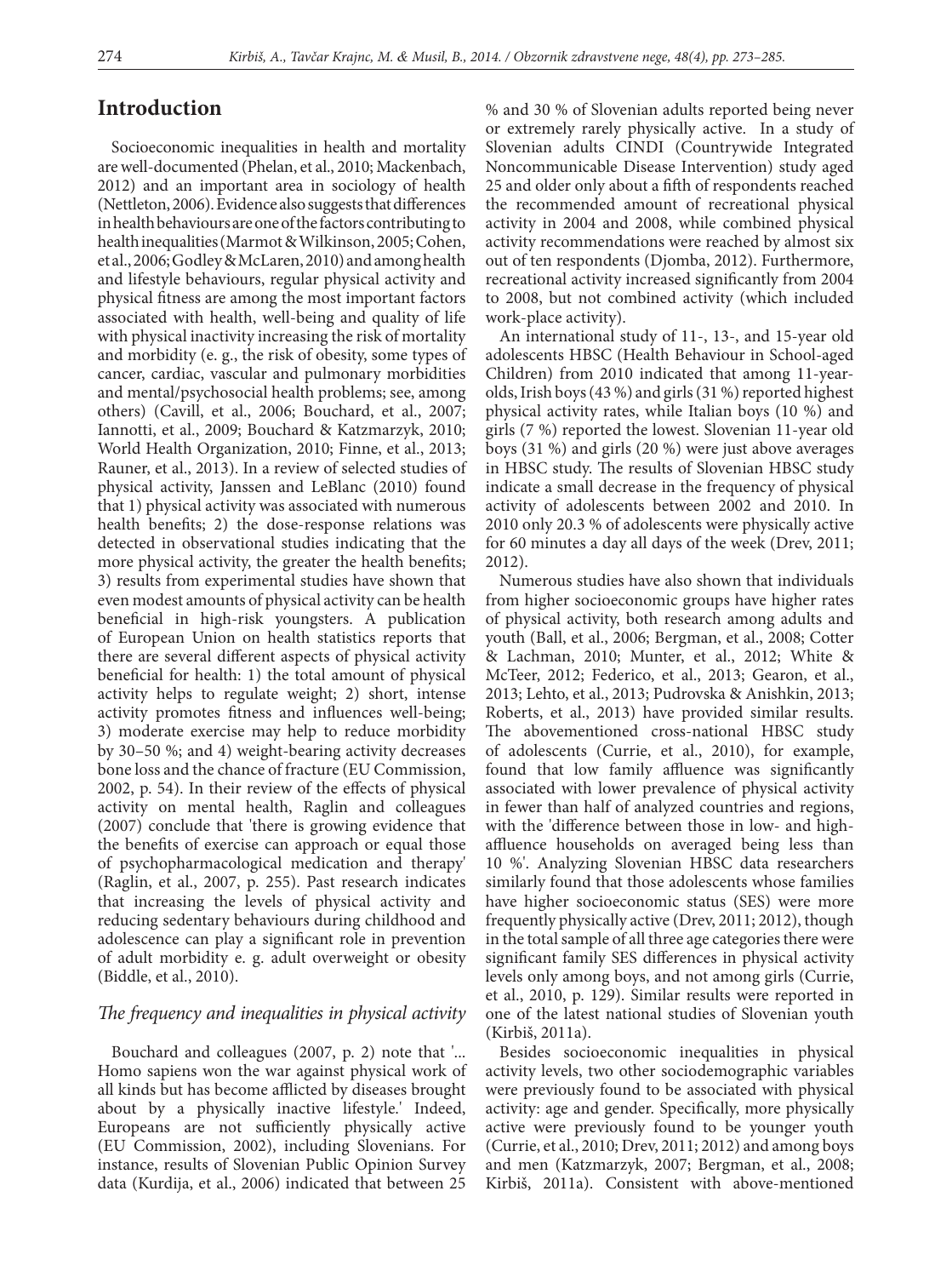## Introduction

Socioeconomic inequalities in health and mortality are well-documented (Phelan, et al., 2010; Mackenbach, 2012) and an important area in sociology of health (Nettleton, 2006). Evidence also suggests that differences in health behaviours are one of the factors contributing to health inequalities (Marmot & Wilkinson, 2005; Cohen, et al., 2006; Godley & McLaren, 2010) and among health and lifestyle behaviours, regular physical activity and physical fitness are among the most important factors associated with health, well-being and quality of life with physical inactivity increasing the risk of mortality and morbidity (e. g., the risk of obesity, some types of cancer, cardiac, vascular and pulmonary morbidities and mental/psychosocial health problems; see, among others) (Cavill, et al., 2006; Bouchard, et al., 2007; Iannotti, et al., 2009; Bouchard & Katzmarzyk, 2010; World Health Organization, 2010; Finne, et al., 2013; Rauner, et al., 2013). In a review of selected studies of physical activity, Janssen and LeBlanc (2010) found that 1) physical activity was associated with numerous health benefits; 2) the dose-response relations was detected in observational studies indicating that the more physical activity, the greater the health benefits; 3) results from experimental studies have shown that even modest amounts of physical activity can be health beneficial in high-risk youngsters. A publication of European Union on health statistics reports that there are several different aspects of physical activity beneficial for health: 1) the total amount of physical activity helps to regulate weight; 2) short, intense activity promotes fitness and influences well-being; 3) moderate exercise may help to reduce morbidity by 30–50 %; and 4) weight-bearing activity decreases bone loss and the chance of fracture (EU Commission, 2002, p. 54). In their review of the effects of physical activity on mental health, Raglin and colleagues (2007) conclude that 'there is growing evidence that the benefits of exercise can approach or equal those of psychopharmacological medication and therapy' (Raglin, et al., 2007, p. 255). Past research indicates that increasing the levels of physical activity and reducing sedentary behaviours during childhood and adolescence can play a significant role in prevention of adult morbidity e. g. adult overweight or obesity (Biddle, et al., 2010).

### *The frequency and inequalities in physical activity*

Bouchard and colleagues (2007, p. 2) note that '... Homo sapiens won the war against physical work of all kinds but has become afflicted by diseases brought about by a physically inactive lifestyle.' Indeed, Europeans are not sufficiently physically active (EU Commission, 2002), including Slovenians. For instance, results of Slovenian Public Opinion Survey data (Kurdija, et al., 2006) indicated that between 25 % and 30 % of Slovenian adults reported being never or extremely rarely physically active. In a study of Slovenian adults CINDI (Countrywide Integrated Noncommunicable Disease Intervention) study aged 25 and older only about a fifth of respondents reached the recommended amount of recreational physical activity in 2004 and 2008, while combined physical activity recommendations were reached by almost six out of ten respondents (Djomba, 2012). Furthermore, recreational activity increased significantly from 2004 to 2008, but not combined activity (which included work-place activity).

An international study of 11-, 13-, and 15-year old adolescents HBSC (Health Behaviour in School-aged Children) from 2010 indicated that among 11-year-olds, Irish boys (43 %) and girls (31 %) reported highest physical activity rates, while Italian boys (10 %) and girls (7 %) reported the lowest. Slovenian 11-year old boys (31 %) and girls (20 %) were just above averages in HBSC study. The results of Slovenian HBSC study indicate a small decrease in the frequency of physical activity of adolescents between 2002 and 2010. In 2010 only 20.3 % of adolescents were physically active for 60 minutes a day all days of the week (Drev, 2011; 2012).

Numerous studies have also shown that individuals from higher socioeconomic groups have higher rates of physical activity, both research among adults and youth (Ball, et al., 2006; Bergman, et al., 2008; Cotter & Lachman, 2010; Munter, et al., 2012; White & McTeer, 2012; Federico, et al., 2013; Gearon, et al., 2013; Lehto, et al., 2013; Pudrovska & Anishkin, 2013; Roberts, et al., 2013) have provided similar results. The abovementioned cross-national HBSC study of adolescents (Currie, et al., 2010), for example, found that low family affluence was significantly associated with lower prevalence of physical activity in fewer than half of analyzed countries and regions, with the 'difference between those in low- and high-affluence households on averaged being less than 10 %'. Analyzing Slovenian HBSC data researchers similarly found that those adolescents whose families have higher socioeconomic status (SES) were more frequently physically active (Drev, 2011; 2012), though in the total sample of all three age categories there were significant family SES differences in physical activity levels only among boys, and not among girls (Currie, et al., 2010, p. 129). Similar results were reported in one of the latest national studies of Slovenian youth (Kirbiš, 2011a).

Besides socioeconomic inequalities in physical activity levels, two other sociodemographic variables were previously found to be associated with physical activity: age and gender. Specifically, more physically active were previously found to be younger youth (Currie, et al., 2010; Drev, 2011; 2012) and among boys and men (Katzmarzyk, 2007; Bergman, et al., 2008; Kirbiš, 2011a). Consistent with above-mentioned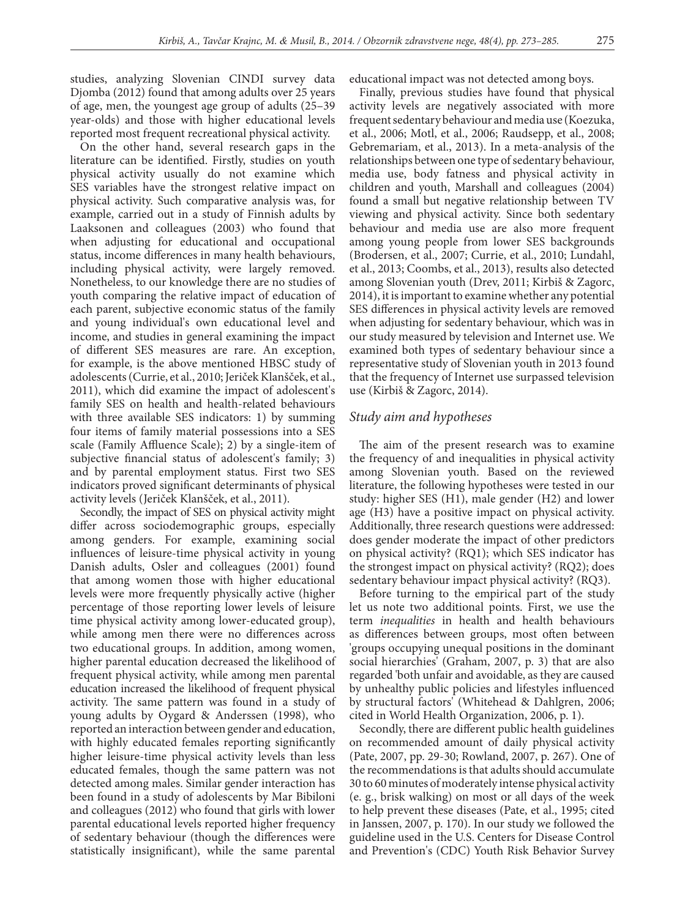studies, analyzing Slovenian CINDI survey data Djomba (2012) found that among adults over 25 years of age, men, the youngest age group of adults (25–39 year-olds) and those with higher educational levels reported most frequent recreational physical activity.

On the other hand, several research gaps in the literature can be identified. Firstly, studies on youth physical activity usually do not examine which SES variables have the strongest relative impact on physical activity. Such comparative analysis was, for example, carried out in a study of Finnish adults by Laaksonen and colleagues (2003) who found that when adjusting for educational and occupational status, income differences in many health behaviours, including physical activity, were largely removed. Nonetheless, to our knowledge there are no studies of youth comparing the relative impact of education of each parent, subjective economic status of the family and young individual's own educational level and income, and studies in general examining the impact of different SES measures are rare. An exception, for example, is the above mentioned HBSC study of adolescents (Currie, et al., 2010; Jeriček Klanšček, et al., 2011), which did examine the impact of adolescent's family SES on health and health-related behaviours with three available SES indicators: 1) by summing four items of family material possessions into a SES scale (Family Affluence Scale); 2) by a single-item of subjective financial status of adolescent's family; 3) and by parental employment status. First two SES indicators proved significant determinants of physical activity levels (Jeriček Klanšček, et al., 2011).

Secondly, the impact of SES on physical activity might differ across sociodemographic groups, especially among genders. For example, examining social influences of leisure-time physical activity in young Danish adults, Osler and colleagues (2001) found that among women those with higher educational levels were more frequently physically active (higher percentage of those reporting lower levels of leisure time physical activity among lower-educated group), while among men there were no differences across two educational groups. In addition, among women, higher parental education decreased the likelihood of frequent physical activity, while among men parental education increased the likelihood of frequent physical activity. The same pattern was found in a study of young adults by Oygard & Anderssen (1998), who reported an interaction between gender and education, with highly educated females reporting significantly higher leisure-time physical activity levels than less educated females, though the same pattern was not detected among males. Similar gender interaction has been found in a study of adolescents by Mar Bibiloni and colleagues (2012) who found that girls with lower parental educational levels reported higher frequency of sedentary behaviour (though the differences were statistically insignificant), while the same parental educational impact was not detected among boys.

Finally, previous studies have found that physical activity levels are negatively associated with more frequent sedentary behaviour and media use (Koezuka, et al., 2006; Motl, et al., 2006; Raudsepp, et al., 2008; Gebremariam, et al., 2013). In a meta-analysis of the relationships between one type of sedentary behaviour, media use, body fatness and physical activity in children and youth, Marshall and colleagues (2004) found a small but negative relationship between TV viewing and physical activity. Since both sedentary behaviour and media use are also more frequent among young people from lower SES backgrounds (Brodersen, et al., 2007; Currie, et al., 2010; Lundahl, et al., 2013; Coombs, et al., 2013), results also detected among Slovenian youth (Drev, 2011; Kirbiš & Zagorc, 2014), it is important to examine whether any potential SES differences in physical activity levels are removed when adjusting for sedentary behaviour, which was in our study measured by television and Internet use. We examined both types of sedentary behaviour since a representative study of Slovenian youth in 2013 found that the frequency of Internet use surpassed television use (Kirbiš & Zagorc, 2014).

## *Study aim and hypotheses*

The aim of the present research was to examine the frequency of and inequalities in physical activity among Slovenian youth. Based on the reviewed literature, the following hypotheses were tested in our study: higher SES (H1), male gender (H2) and lower age (H3) have a positive impact on physical activity. Additionally, three research questions were addressed: does gender moderate the impact of other predictors on physical activity? (RQ1); which SES indicator has the strongest impact on physical activity? (RQ2); does sedentary behaviour impact physical activity? (RQ3).

Before turning to the empirical part of the study let us note two additional points. First, we use the term *inequalities* in health and health behaviours as differences between groups, most often between 'groups occupying unequal positions in the dominant social hierarchies' (Graham, 2007, p. 3) that are also regarded 'both unfair and avoidable, as they are caused by unhealthy public policies and lifestyles influenced by structural factors' (Whitehead & Dahlgren, 2006; cited in World Health Organization, 2006, p. 1).

Secondly, there are different public health guidelines on recommended amount of daily physical activity (Pate, 2007, pp. 29-30; Rowland, 2007, p. 267). One of the recommendations is that adults should accumulate 30 to 60 minutes of moderately intense physical activity (e. g., brisk walking) on most or all days of the week to help prevent these diseases (Pate, et al., 1995; cited in Janssen, 2007, p. 170). In our study we followed the guideline used in the U.S. Centers for Disease Control and Prevention's (CDC) Youth Risk Behavior Survey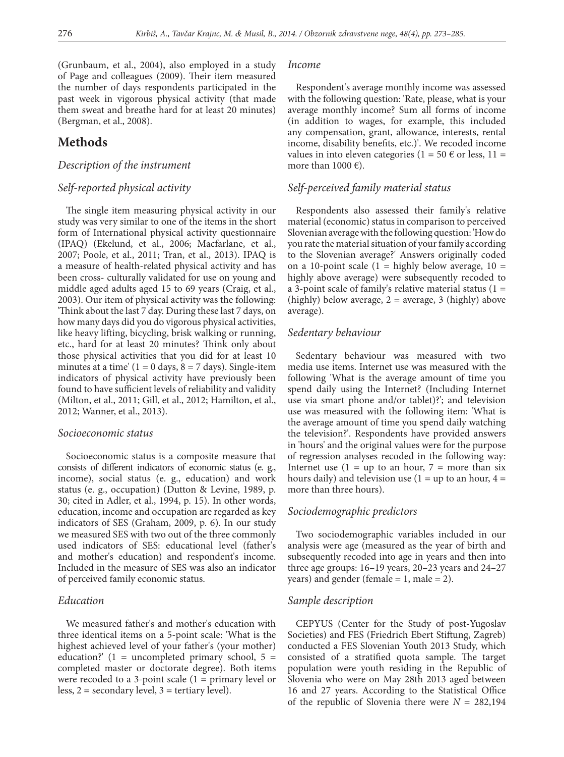(Grunbaum, et al., 2004), also employed in a study of Page and colleagues (2009). Their item measured the number of days respondents participated in the past week in vigorous physical activity (that made them sweat and breathe hard for at least 20 minutes) (Bergman, et al., 2008).

## Methods

### *Description of the instrument*

### *Self-reported physical activity*

The single item measuring physical activity in our study was very similar to one of the items in the short form of International physical activity questionnaire (IPAQ) (Ekelund, et al., 2006; Macfarlane, et al., 2007; Poole, et al., 2011; Tran, et al., 2013). IPAQ is a measure of health-related physical activity and has been cross- culturally validated for use on young and middle aged adults aged 15 to 69 years (Craig, et al., 2003). Our item of physical activity was the following: 'Think about the last 7 day. During these last 7 days, on how many days did you do vigorous physical activities, like heavy lifting, bicycling, brisk walking or running, etc., hard for at least 20 minutes? Think only about those physical activities that you did for at least 10 minutes at a time' (1 = 0 days, 8 = 7 days). Single-item indicators of physical activity have previously been found to have sufficient levels of reliability and validity (Milton, et al., 2011; Gill, et al., 2012; Hamilton, et al., 2012; Wanner, et al., 2013).

### *Socioeconomic status*

Socioeconomic status is a composite measure that consists of different indicators of economic status (e. g., income), social status (e. g., education) and work status (e. g., occupation) (Dutton & Levine, 1989, p. 30; cited in Adler, et al., 1994, p. 15). In other words, education, income and occupation are regarded as key indicators of SES (Graham, 2009, p. 6). In our study we measured SES with two out of the three commonly used indicators of SES: educational level (father's and mother's education) and respondent's income. Included in the measure of SES was also an indicator of perceived family economic status.

### *Education*

We measured father's and mother's education with three identical items on a 5-point scale: 'What is the highest achieved level of your father's (your mother) education?' (1 = uncompleted primary school, 5 = completed master or doctorate degree). Both items were recoded to a 3-point scale (1 = primary level or less, 2 = secondary level, 3 = tertiary level).

### *Income*

Respondent's average monthly income was assessed with the following question: 'Rate, please, what is your average monthly income? Sum all forms of income (in addition to wages, for example, this included any compensation, grant, allowance, interests, rental income, disability benefits, etc.)'. We recoded income values in into eleven categories (1 = 50 € or less, 11 = more than 1000 €).

### *Self-perceived family material status*

Respondents also assessed their family's relative material (economic) status in comparison to perceived Slovenian average with the following question: 'How do you rate the material situation of your family according to the Slovenian average?' Answers originally coded on a 10-point scale (1 = highly below average, 10 = highly above average) were subsequently recoded to a 3-point scale of family's relative material status (1 = (highly) below average, 2 = average, 3 (highly) above average).

### *Sedentary behaviour*

Sedentary behaviour was measured with two media use items. Internet use was measured with the following 'What is the average amount of time you spend daily using the Internet? (Including Internet use via smart phone and/or tablet)?'; and television use was measured with the following item: 'What is the average amount of time you spend daily watching the television?'. Respondents have provided answers in 'hours' and the original values were for the purpose of regression analyses recoded in the following way: Internet use (1 = up to an hour, 7 = more than six hours daily) and television use (1 = up to an hour, 4 = more than three hours).

### *Sociodemographic predictors*

Two sociodemographic variables included in our analysis were age (measured as the year of birth and subsequently recoded into age in years and then into three age groups: 16–19 years, 20–23 years and 24–27 years) and gender (female = 1, male = 2).

### *Sample description*

CEPYUS (Center for the Study of post-Yugoslav Societies) and FES (Friedrich Ebert Stiftung, Zagreb) conducted a FES Slovenian Youth 2013 Study, which consisted of a stratified quota sample. The target population were youth residing in the Republic of Slovenia who were on May 28th 2013 aged between 16 and 27 years. According to the Statistical Office of the republic of Slovenia there were *N* = 282,194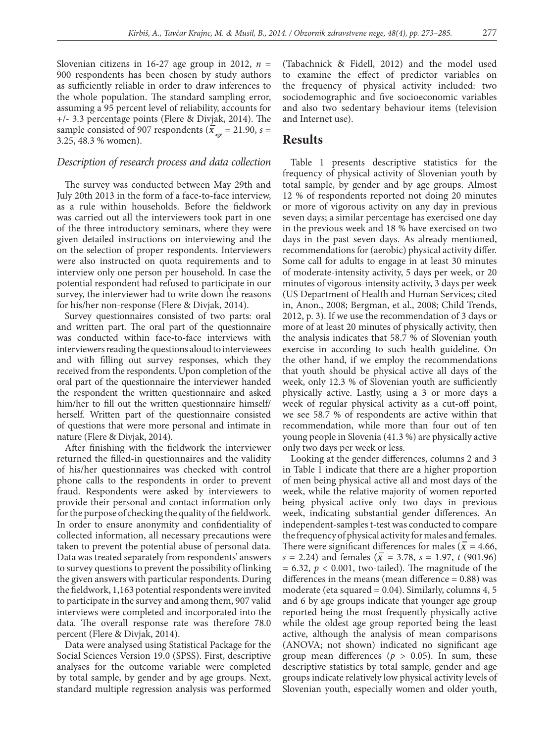Slovenian citizens in 16-27 age group in 2012, $n$ = 900 respondents has been chosen by study authors as sufficiently reliable in order to draw inferences to the whole population. The standard sampling error, assuming a 95 percent level of reliability, accounts for +/- 3.3 percentage points (Flere & Divjak, 2014). The sample consisted of 907 respondents ($\bar{x}_{age}$ = 21.90, $s$ = 3.25, 48.3 % women).

### *Description of research process and data collection*

The survey was conducted between May 29th and July 20th 2013 in the form of a face-to-face interview, as a rule within households. Before the fieldwork was carried out all the interviewers took part in one of the three introductory seminars, where they were given detailed instructions on interviewing and the on the selection of proper respondents. Interviewers were also instructed on quota requirements and to interview only one person per household. In case the potential respondent had refused to participate in our survey, the interviewer had to write down the reasons for his/her non-response (Flere & Divjak, 2014).

Survey questionnaires consisted of two parts: oral and written part. The oral part of the questionnaire was conducted within face-to-face interviews with interviewers reading the questions aloud to interviewees and with filling out survey responses, which they received from the respondents. Upon completion of the oral part of the questionnaire the interviewer handed the respondent the written questionnaire and asked him/her to fill out the written questionnaire himself/herself. Written part of the questionnaire consisted of questions that were more personal and intimate in nature (Flere & Divjak, 2014).

After finishing with the fieldwork the interviewer returned the filled-in questionnaires and the validity of his/her questionnaires was checked with control phone calls to the respondents in order to prevent fraud. Respondents were asked by interviewers to provide their personal and contact information only for the purpose of checking the quality of the fieldwork. In order to ensure anonymity and confidentiality of collected information, all necessary precautions were taken to prevent the potential abuse of personal data. Data was treated separately from respondents' answers to survey questions to prevent the possibility of linking the given answers with particular respondents. During the fieldwork, 1,163 potential respondents were invited to participate in the survey and among them, 907 valid interviews were completed and incorporated into the data. The overall response rate was therefore 78.0 percent (Flere & Divjak, 2014).

Data were analysed using Statistical Package for the Social Sciences Version 19.0 (SPSS). First, descriptive analyses for the outcome variable were completed by total sample, by gender and by age groups. Next, standard multiple regression analysis was performed (Tabachnick & Fidell, 2012) and the model used to examine the effect of predictor variables on the frequency of physical activity included: two sociodemographic and five socioeconomic variables and also two sedentary behaviour items (television and Internet use).

## Results

Table 1 presents descriptive statistics for the frequency of physical activity of Slovenian youth by total sample, by gender and by age groups. Almost 12 % of respondents reported not doing 20 minutes or more of vigorous activity on any day in previous seven days; a similar percentage has exercised one day in the previous week and 18 % have exercised on two days in the past seven days. As already mentioned, recommendations for (aerobic) physical activity differ. Some call for adults to engage in at least 30 minutes of moderate-intensity activity, 5 days per week, or 20 minutes of vigorous-intensity activity, 3 days per week (US Department of Health and Human Services; cited in, Anon., 2008; Bergman, et al., 2008; Child Trends, 2012, p. 3). If we use the recommendation of 3 days or more of at least 20 minutes of physically activity, then the analysis indicates that 58.7 % of Slovenian youth exercise in according to such health guideline. On the other hand, if we employ the recommendations that youth should be physical active all days of the week, only 12.3 % of Slovenian youth are sufficiently physically active. Lastly, using a 3 or more days a week of regular physical activity as a cut-off point, we see 58.7 % of respondents are active within that recommendation, while more than four out of ten young people in Slovenia (41.3 %) are physically active only two days per week or less.

Looking at the gender differences, columns 2 and 3 in Table 1 indicate that there are a higher proportion of men being physical active all and most days of the week, while the relative majority of women reported being physical active only two days in previous week, indicating substantial gender differences. An independent-samples t-test was conducted to compare the frequency of physical activity for males and females. There were significant differences for males ($\bar{x}$ = 4.66, $s$ = 2.24) and females ($\bar{x}$ = 3.78, $s$ = 1.97, $t$ (901.96) = 6.32, $p < 0.001$, two-tailed). The magnitude of the differences in the means (mean difference = 0.88) was moderate (eta squared = 0.04). Similarly, columns 4, 5 and 6 by age groups indicate that younger age group reported being the most frequently physically active while the oldest age group reported being the least active, although the analysis of mean comparisons (ANOVA; not shown) indicated no significant age group mean differences ($p > 0.05$). In sum, these descriptive statistics by total sample, gender and age groups indicate relatively low physical activity levels of Slovenian youth, especially women and older youth,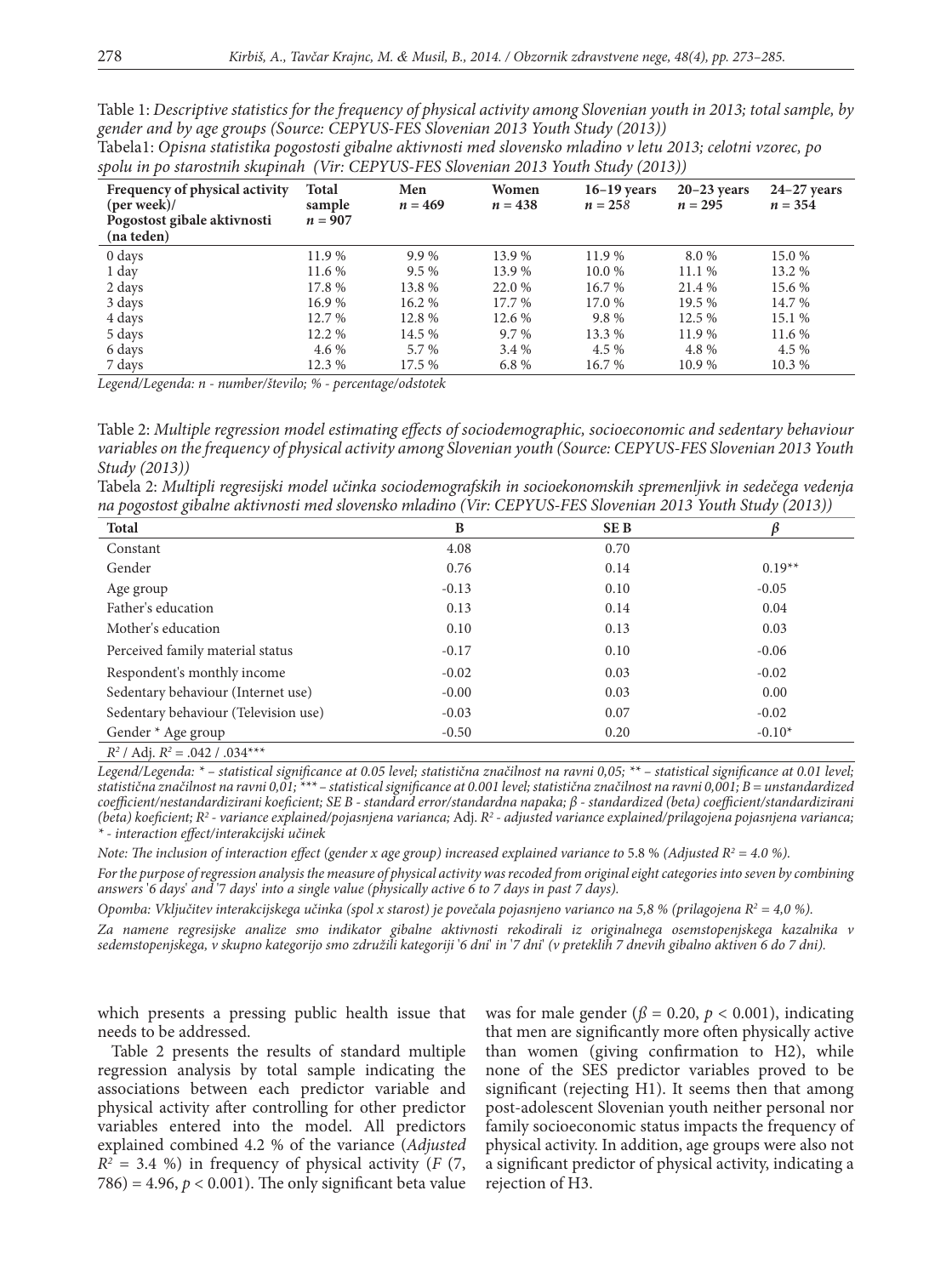Table 1: *Descriptive statistics for the frequency of physical activity among Slovenian youth in 2013; total sample, by gender and by age groups (Source: CEPYUS-FES Slovenian 2013 Youth Study (2013))*

Tabela1: *Opisna statistika pogostosti gibalne aktivnosti med slovensko mladino v letu 2013; celotni vzorec, po spolu in po starostnih skupinah (Vir: CEPYUS-FES Slovenian 2013 Youth Study (2013))*

| Frequency of physical activity (per week)/ Pogostost gibale aktivnosti (na teden) | Total sample $n = 907$ | Men $n = 469$ | Women $n = 438$ | 16–19 years $n = 258$ | 20–23 years $n = 295$ | 24–27 years $n = 354$ |
|---|---|---|---|---|---|---|
| 0 days | 11.9 % | 9.9 % | 13.9 % | 11.9 % | 8.0 % | 15.0 % |
| 1 day | 11.6 % | 9.5 % | 13.9 % | 10.0 % | 11.1 % | 13.2 % |
| 2 days | 17.8 % | 13.8 % | 22.0 % | 16.7 % | 21.4 % | 15.6 % |
| 3 days | 16.9 % | 16.2 % | 17.7 % | 17.0 % | 19.5 % | 14.7 % |
| 4 days | 12.7 % | 12.8 % | 12.6 % | 9.8 % | 12.5 % | 15.1 % |
| 5 days | 12.2 % | 14.5 % | 9.7 % | 13.3 % | 11.9 % | 11.6 % |
| 6 days | 4.6 % | 5.7 % | 3.4 % | 4.5 % | 4.8 % | 4.5 % |
| 7 days | 12.3 % | 17.5 % | 6.8 % | 16.7 % | 10.9 % | 10.3 % |

*Legend/Legenda: n - number/število; % - percentage/odstotek*

Table 2: *Multiple regression model estimating effects of sociodemographic, socioeconomic and sedentary behaviour variables on the frequency of physical activity among Slovenian youth (Source: CEPYUS-FES Slovenian 2013 Youth Study (2013))*

Tabela 2: *Multipli regresijski model učinka sociodemografskih in socioekonomskih spremenljivk in sedečega vedenja na pogostost gibalne aktivnosti med slovensko mladino (Vir: CEPYUS-FES Slovenian 2013 Youth Study (2013))*

| Total | B | SE B | $\beta$ |
|---|---|---|---|
| Constant | 4.08 | 0.70 | |
| Gender | 0.76 | 0.14 | 0.19** |
| Age group | -0.13 | 0.10 | -0.05 |
| Father's education | 0.13 | 0.14 | 0.04 |
| Mother's education | 0.10 | 0.13 | 0.03 |
| Perceived family material status | -0.17 | 0.10 | -0.06 |
| Respondent's monthly income | -0.02 | 0.03 | -0.02 |
| Sedentary behaviour (Internet use) | -0.00 | 0.03 | 0.00 |
| Sedentary behaviour (Television use) | -0.03 | 0.07 | -0.02 |
| Gender * Age group | -0.50 | 0.20 | -0.10* |
| $R^2$ / Adj. $R^2$ = .042 / .034*** | | | |

*Legend/Legenda: * – statistical significance at 0.05 level; statistična značilnost na ravni 0,05; ** – statistical significance at 0.01 level; statistična značilnost na ravni 0,01; *** – statistical significance at 0.001 level; statistična značilnost na ravni 0,001; B = unstandardized coefficient/nestandardizirani koeficient; SE B - standard error/standardna napaka; β - standardized (beta) coefficient/standardizirani (beta) koeficient; $R^2$ - variance explained/pojasnjena varianca;* Adj. *$R^2$ - adjusted variance explained/prilagojena pojasnjena varianca; * - interaction effect/interakcijski učinek*

*Note: The inclusion of interaction effect (gender x age group) increased explained variance to* 5.8 % *(Adjusted $R^2$ = 4.0 %).*

*For the purpose of regression analysis the measure of physical activity was recoded from original eight categories into seven by combining answers '6 days' and '7 days' into a single value (physically active 6 to 7 days in past 7 days).*

*Opomba: Vključitev interakcijskega učinka (spol x starost) je povečala pojasnjeno varianco na 5,8 % (prilagojena $R^2$ = 4,0 %).*

*Za namene regresijske analize smo indikator gibalne aktivnosti rekodirali iz originalnega osemstopenjskega kazalnika v sedemstopenjskega, v skupno kategorijo smo združili kategoriji '6 dni' in '7 dni' (v preteklih 7 dnevih gibalno aktiven 6 do 7 dni).*

which presents a pressing public health issue that needs to be addressed.

Table 2 presents the results of standard multiple regression analysis by total sample indicating the associations between each predictor variable and physical activity after controlling for other predictor variables entered into the model. All predictors explained combined 4.2 % of the variance (*Adjusted* $R^2$ = 3.4 %) in frequency of physical activity ($F$ (7, 786) = 4.96, $p < 0.001$). The only significant beta value was for male gender ($\beta = 0.20$, $p < 0.001$), indicating that men are significantly more often physically active than women (giving confirmation to H2), while none of the SES predictor variables proved to be significant (rejecting H1). It seems then that among post-adolescent Slovenian youth neither personal nor family socioeconomic status impacts the frequency of physical activity. In addition, age groups were also not a significant predictor of physical activity, indicating a rejection of H3.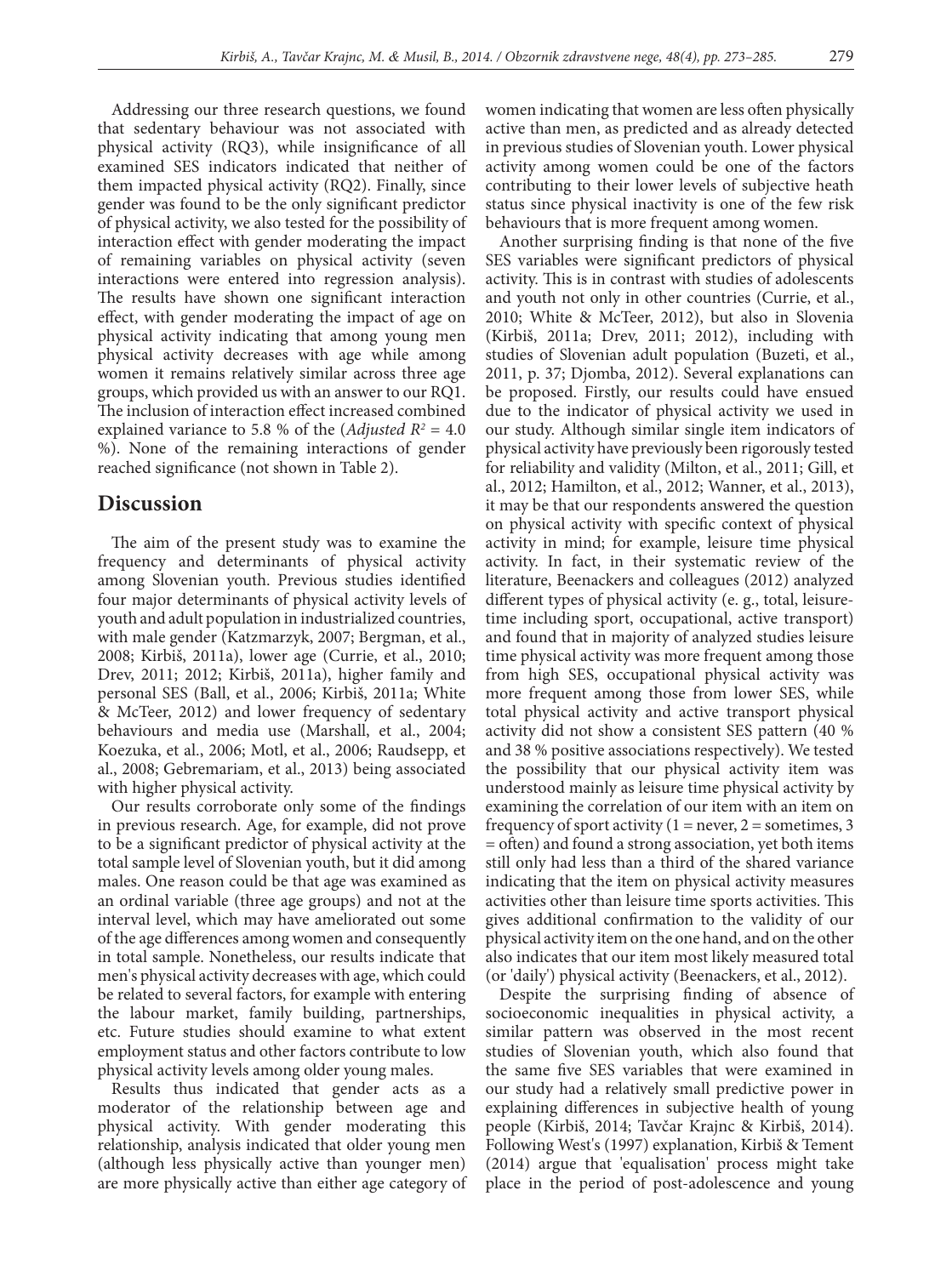Addressing our three research questions, we found that sedentary behaviour was not associated with physical activity (RQ3), while insignificance of all examined SES indicators indicated that neither of them impacted physical activity (RQ2). Finally, since gender was found to be the only significant predictor of physical activity, we also tested for the possibility of interaction effect with gender moderating the impact of remaining variables on physical activity (seven interactions were entered into regression analysis). The results have shown one significant interaction effect, with gender moderating the impact of age on physical activity indicating that among young men physical activity decreases with age while among women it remains relatively similar across three age groups, which provided us with an answer to our RQ1. The inclusion of interaction effect increased combined explained variance to 5.8 % of the (*Adjusted* $R^2$ = 4.0 %). None of the remaining interactions of gender reached significance (not shown in Table 2).

## Discussion

The aim of the present study was to examine the frequency and determinants of physical activity among Slovenian youth. Previous studies identified four major determinants of physical activity levels of youth and adult population in industrialized countries, with male gender (Katzmarzyk, 2007; Bergman, et al., 2008; Kirbiš, 2011a), lower age (Currie, et al., 2010; Drev, 2011; 2012; Kirbiš, 2011a), higher family and personal SES (Ball, et al., 2006; Kirbiš, 2011a; White & McTeer, 2012) and lower frequency of sedentary behaviours and media use (Marshall, et al., 2004; Koezuka, et al., 2006; Motl, et al., 2006; Raudsepp, et al., 2008; Gebremariam, et al., 2013) being associated with higher physical activity.

Our results corroborate only some of the findings in previous research. Age, for example, did not prove to be a significant predictor of physical activity at the total sample level of Slovenian youth, but it did among males. One reason could be that age was examined as an ordinal variable (three age groups) and not at the interval level, which may have ameliorated out some of the age differences among women and consequently in total sample. Nonetheless, our results indicate that men's physical activity decreases with age, which could be related to several factors, for example with entering the labour market, family building, partnerships, etc. Future studies should examine to what extent employment status and other factors contribute to low physical activity levels among older young males.

Results thus indicated that gender acts as a moderator of the relationship between age and physical activity. With gender moderating this relationship, analysis indicated that older young men (although less physically active than younger men) are more physically active than either age category of women indicating that women are less often physically active than men, as predicted and as already detected in previous studies of Slovenian youth. Lower physical activity among women could be one of the factors contributing to their lower levels of subjective heath status since physical inactivity is one of the few risk behaviours that is more frequent among women.

Another surprising finding is that none of the five SES variables were significant predictors of physical activity. This is in contrast with studies of adolescents and youth not only in other countries (Currie, et al., 2010; White & McTeer, 2012), but also in Slovenia (Kirbiš, 2011a; Drev, 2011; 2012), including with studies of Slovenian adult population (Buzeti, et al., 2011, p. 37; Djomba, 2012). Several explanations can be proposed. Firstly, our results could have ensued due to the indicator of physical activity we used in our study. Although similar single item indicators of physical activity have previously been rigorously tested for reliability and validity (Milton, et al., 2011; Gill, et al., 2012; Hamilton, et al., 2012; Wanner, et al., 2013), it may be that our respondents answered the question on physical activity with specific context of physical activity in mind; for example, leisure time physical activity. In fact, in their systematic review of the literature, Beenackers and colleagues (2012) analyzed different types of physical activity (e. g., total, leisure-time including sport, occupational, active transport) and found that in majority of analyzed studies leisure time physical activity was more frequent among those from high SES, occupational physical activity was more frequent among those from lower SES, while total physical activity and active transport physical activity did not show a consistent SES pattern (40 % and 38 % positive associations respectively). We tested the possibility that our physical activity item was understood mainly as leisure time physical activity by examining the correlation of our item with an item on frequency of sport activity (1 = never, 2 = sometimes, 3 = often) and found a strong association, yet both items still only had less than a third of the shared variance indicating that the item on physical activity measures activities other than leisure time sports activities. This gives additional confirmation to the validity of our physical activity item on the one hand, and on the other also indicates that our item most likely measured total (or 'daily') physical activity (Beenackers, et al., 2012).

Despite the surprising finding of absence of socioeconomic inequalities in physical activity, a similar pattern was observed in the most recent studies of Slovenian youth, which also found that the same five SES variables that were examined in our study had a relatively small predictive power in explaining differences in subjective health of young people (Kirbiš, 2014; Tavčar Krajnc & Kirbiš, 2014). Following West's (1997) explanation, Kirbiš & Tement (2014) argue that 'equalisation' process might take place in the period of post-adolescence and young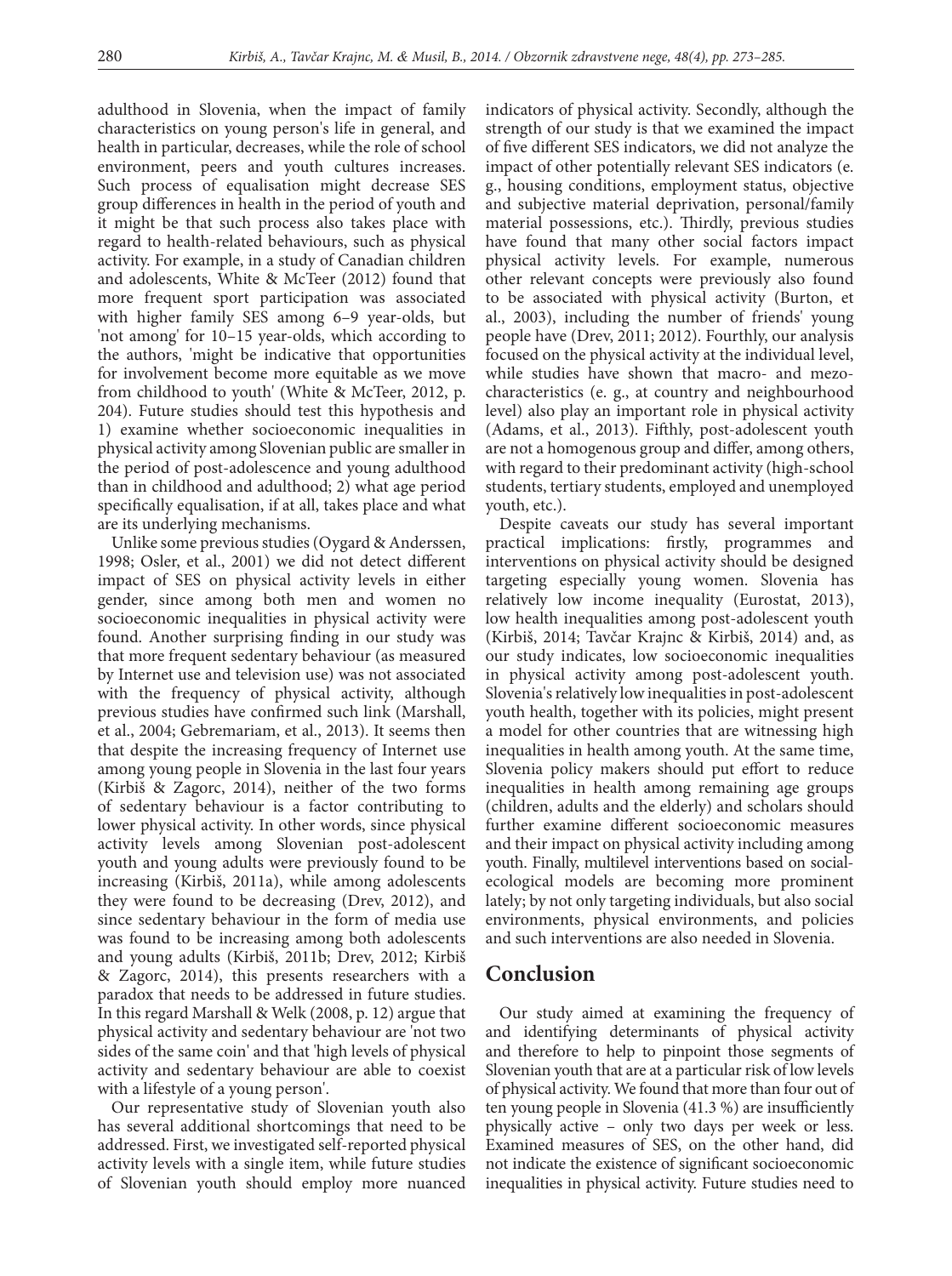adulthood in Slovenia, when the impact of family characteristics on young person's life in general, and health in particular, decreases, while the role of school environment, peers and youth cultures increases. Such process of equalisation might decrease SES group differences in health in the period of youth and it might be that such process also takes place with regard to health-related behaviours, such as physical activity. For example, in a study of Canadian children and adolescents, White & McTeer (2012) found that more frequent sport participation was associated with higher family SES among 6–9 year-olds, but 'not among' for 10–15 year-olds, which according to the authors, 'might be indicative that opportunities for involvement become more equitable as we move from childhood to youth' (White & McTeer, 2012, p. 204). Future studies should test this hypothesis and 1) examine whether socioeconomic inequalities in physical activity among Slovenian public are smaller in the period of post-adolescence and young adulthood than in childhood and adulthood; 2) what age period specifically equalisation, if at all, takes place and what are its underlying mechanisms.

Unlike some previous studies (Oygard & Anderssen, 1998; Osler, et al., 2001) we did not detect different impact of SES on physical activity levels in either gender, since among both men and women no socioeconomic inequalities in physical activity were found. Another surprising finding in our study was that more frequent sedentary behaviour (as measured by Internet use and television use) was not associated with the frequency of physical activity, although previous studies have confirmed such link (Marshall, et al., 2004; Gebremariam, et al., 2013). It seems then that despite the increasing frequency of Internet use among young people in Slovenia in the last four years (Kirbiš & Zagorc, 2014), neither of the two forms of sedentary behaviour is a factor contributing to lower physical activity. In other words, since physical activity levels among Slovenian post-adolescent youth and young adults were previously found to be increasing (Kirbiš, 2011a), while among adolescents they were found to be decreasing (Drev, 2012), and since sedentary behaviour in the form of media use was found to be increasing among both adolescents and young adults (Kirbiš, 2011b; Drev, 2012; Kirbiš & Zagorc, 2014), this presents researchers with a paradox that needs to be addressed in future studies. In this regard Marshall & Welk (2008, p. 12) argue that physical activity and sedentary behaviour are 'not two sides of the same coin' and that 'high levels of physical activity and sedentary behaviour are able to coexist with a lifestyle of a young person'.

Our representative study of Slovenian youth also has several additional shortcomings that need to be addressed. First, we investigated self-reported physical activity levels with a single item, while future studies of Slovenian youth should employ more nuanced indicators of physical activity. Secondly, although the strength of our study is that we examined the impact of five different SES indicators, we did not analyze the impact of other potentially relevant SES indicators (e. g., housing conditions, employment status, objective and subjective material deprivation, personal/family material possessions, etc.). Thirdly, previous studies have found that many other social factors impact physical activity levels. For example, numerous other relevant concepts were previously also found to be associated with physical activity (Burton, et al., 2003), including the number of friends' young people have (Drev, 2011; 2012). Fourthly, our analysis focused on the physical activity at the individual level, while studies have shown that macro- and mezo-characteristics (e. g., at country and neighbourhood level) also play an important role in physical activity (Adams, et al., 2013). Fifthly, post-adolescent youth are not a homogenous group and differ, among others, with regard to their predominant activity (high-school students, tertiary students, employed and unemployed youth, etc.).

Despite caveats our study has several important practical implications: firstly, programmes and interventions on physical activity should be designed targeting especially young women. Slovenia has relatively low income inequality (Eurostat, 2013), low health inequalities among post-adolescent youth (Kirbiš, 2014; Tavčar Krajnc & Kirbiš, 2014) and, as our study indicates, low socioeconomic inequalities in physical activity among post-adolescent youth. Slovenia's relatively low inequalities in post-adolescent youth health, together with its policies, might present a model for other countries that are witnessing high inequalities in health among youth. At the same time, Slovenia policy makers should put effort to reduce inequalities in health among remaining age groups (children, adults and the elderly) and scholars should further examine different socioeconomic measures and their impact on physical activity including among youth. Finally, multilevel interventions based on social-ecological models are becoming more prominent lately; by not only targeting individuals, but also social environments, physical environments, and policies and such interventions are also needed in Slovenia.

## Conclusion

Our study aimed at examining the frequency of and identifying determinants of physical activity and therefore to help to pinpoint those segments of Slovenian youth that are at a particular risk of low levels of physical activity. We found that more than four out of ten young people in Slovenia (41.3 %) are insufficiently physically active – only two days per week or less. Examined measures of SES, on the other hand, did not indicate the existence of significant socioeconomic inequalities in physical activity. Future studies need to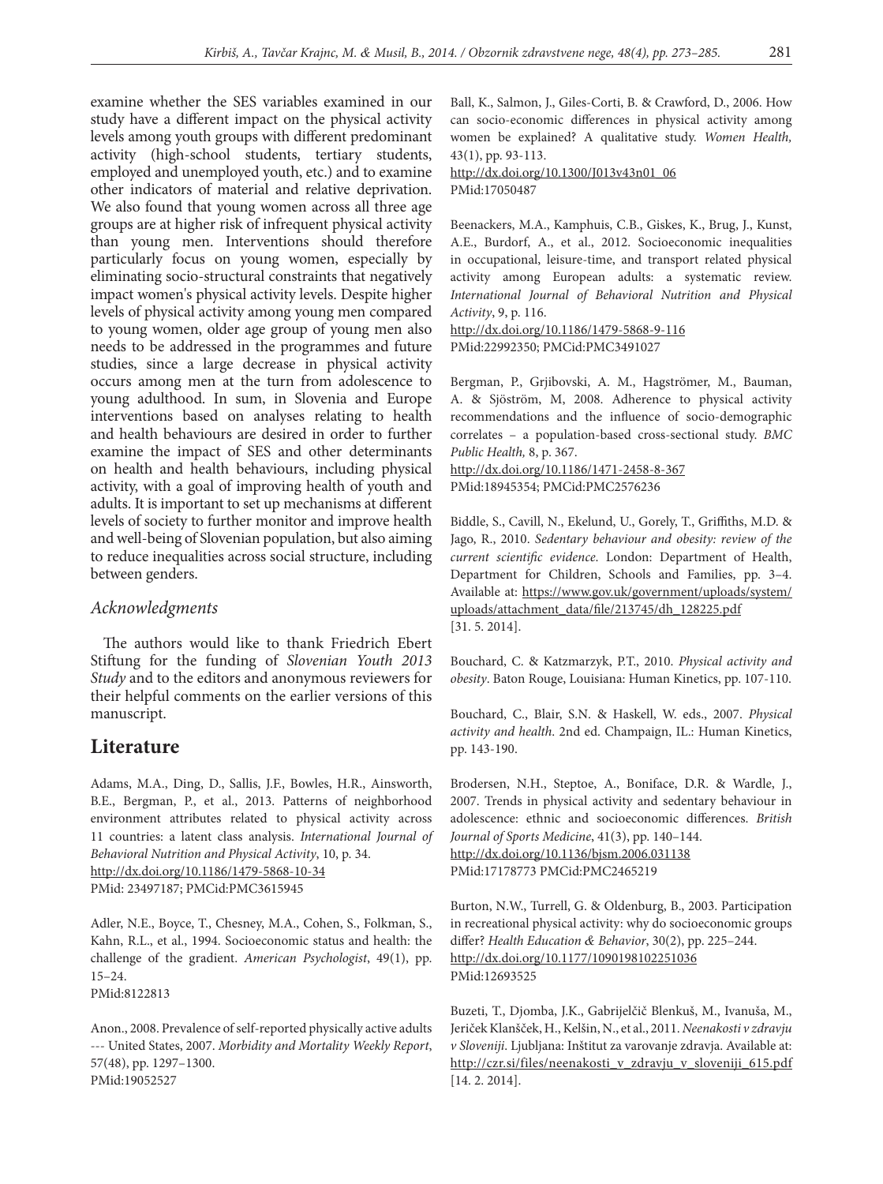examine whether the SES variables examined in our study have a different impact on the physical activity levels among youth groups with different predominant activity (high-school students, tertiary students, employed and unemployed youth, etc.) and to examine other indicators of material and relative deprivation. We also found that young women across all three age groups are at higher risk of infrequent physical activity than young men. Interventions should therefore particularly focus on young women, especially by eliminating socio-structural constraints that negatively impact women's physical activity levels. Despite higher levels of physical activity among young men compared to young women, older age group of young men also needs to be addressed in the programmes and future studies, since a large decrease in physical activity occurs among men at the turn from adolescence to young adulthood. In sum, in Slovenia and Europe interventions based on analyses relating to health and health behaviours are desired in order to further examine the impact of SES and other determinants on health and health behaviours, including physical activity, with a goal of improving health of youth and adults. It is important to set up mechanisms at different levels of society to further monitor and improve health and well-being of Slovenian population, but also aiming to reduce inequalities across social structure, including between genders.

### *Acknowledgments*

The authors would like to thank Friedrich Ebert Stiftung for the funding of *Slovenian Youth 2013 Study* and to the editors and anonymous reviewers for their helpful comments on the earlier versions of this manuscript.

## Literature

Adams, M.A., Ding, D., Sallis, J.F., Bowles, H.R., Ainsworth, B.E., Bergman, P., et al., 2013. Patterns of neighborhood environment attributes related to physical activity across 11 countries: a latent class analysis. *International Journal of Behavioral Nutrition and Physical Activity*, 10, p. 34.
http://dx.doi.org/10.1186/1479-5868-10-34
PMid: 23497187; PMCid:PMC3615945

Adler, N.E., Boyce, T., Chesney, M.A., Cohen, S., Folkman, S., Kahn, R.L., et al., 1994. Socioeconomic status and health: the challenge of the gradient. *American Psychologist*, 49(1), pp. 15–24.
PMid:8122813

Anon., 2008. Prevalence of self-reported physically active adults --- United States, 2007. *Morbidity and Mortality Weekly Report*, 57(48), pp. 1297–1300.
PMid:19052527

Ball, K., Salmon, J., Giles-Corti, B. & Crawford, D., 2006. How can socio-economic differences in physical activity among women be explained? A qualitative study. *Women Health,* 43(1), pp. 93-113.
http://dx.doi.org/10.1300/J013v43n01_06
PMid:17050487

Beenackers, M.A., Kamphuis, C.B., Giskes, K., Brug, J., Kunst, A.E., Burdorf, A., et al., 2012. Socioeconomic inequalities in occupational, leisure-time, and transport related physical activity among European adults: a systematic review. *International Journal of Behavioral Nutrition and Physical Activity*, 9, p. 116.
http://dx.doi.org/10.1186/1479-5868-9-116
PMid:22992350; PMCid:PMC3491027

Bergman, P., Grjibovski, A. M., Hagströmer, M., Bauman, A. & Sjöström, M, 2008. Adherence to physical activity recommendations and the influence of socio-demographic correlates – a population-based cross-sectional study. *BMC Public Health,* 8, p. 367.
http://dx.doi.org/10.1186/1471-2458-8-367
PMid:18945354; PMCid:PMC2576236

Biddle, S., Cavill, N., Ekelund, U., Gorely, T., Griffiths, M.D. & Jago, R., 2010. *Sedentary behaviour and obesity: review of the current scientific evidence*. London: Department of Health, Department for Children, Schools and Families, pp. 3–4. Available at: https://www.gov.uk/government/uploads/system/uploads/attachment_data/file/213745/dh_128225.pdf [31. 5. 2014].

Bouchard, C. & Katzmarzyk, P.T., 2010. *Physical activity and obesity*. Baton Rouge, Louisiana: Human Kinetics, pp. 107-110.

Bouchard, C., Blair, S.N. & Haskell, W. eds., 2007. *Physical activity and health*. 2nd ed. Champaign, IL.: Human Kinetics, pp. 143-190.

Brodersen, N.H., Steptoe, A., Boniface, D.R. & Wardle, J., 2007. Trends in physical activity and sedentary behaviour in adolescence: ethnic and socioeconomic differences. *British Journal of Sports Medicine*, 41(3), pp. 140–144.
http://dx.doi.org/10.1136/bjsm.2006.031138
PMid:17178773 PMCid:PMC2465219

Burton, N.W., Turrell, G. & Oldenburg, B., 2003. Participation in recreational physical activity: why do socioeconomic groups differ? *Health Education & Behavior*, 30(2), pp. 225–244.
http://dx.doi.org/10.1177/1090198102251036
PMid:12693525

Buzeti, T., Djomba, J.K., Gabrijelčič Blenkuš, M., Ivanuša, M., Jeriček Klanšček, H., Kelšin, N., et al., 2011. *Neenakosti v zdravju v Sloveniji*. Ljubljana: Inštitut za varovanje zdravja. Available at: http://czr.si/files/neenakosti_v_zdravju_v_sloveniji_615.pdf [14. 2. 2014].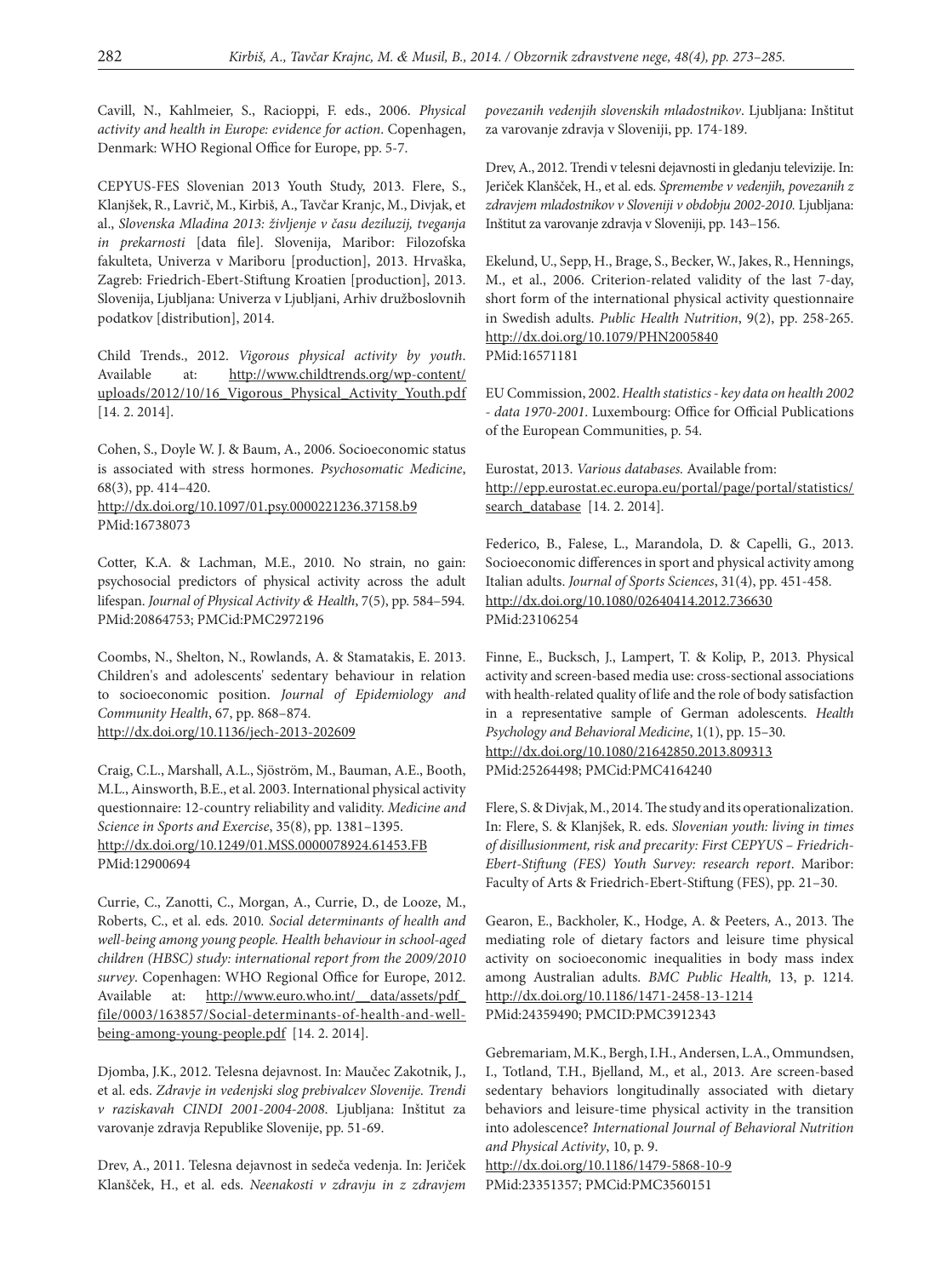Cavill, N., Kahlmeier, S., Racioppi, F. eds., 2006. *Physical activity and health in Europe: evidence for action*. Copenhagen, Denmark: WHO Regional Office for Europe, pp. 5-7.

CEPYUS-FES Slovenian 2013 Youth Study, 2013. Flere, S., Klanjšek, R., Lavrič, M., Kirbiš, A., Tavčar Kranjc, M., Divjak, et al., *Slovenska Mladina 2013: življenje v času deziluzij, tveganja in prekarnosti* [data file]. Slovenija, Maribor: Filozofska fakulteta, Univerza v Mariboru [production], 2013. Hrvaška, Zagreb: Friedrich-Ebert-Stiftung Kroatien [production], 2013. Slovenija, Ljubljana: Univerza v Ljubljani, Arhiv družboslovnih podatkov [distribution], 2014.

Child Trends., 2012. *Vigorous physical activity by youth*. Available at: http://www.childtrends.org/wp-content/uploads/2012/10/16_Vigorous_Physical_Activity_Youth.pdf [14. 2. 2014].

Cohen, S., Doyle W. J. & Baum, A., 2006. Socioeconomic status is associated with stress hormones. *Psychosomatic Medicine*, 68(3), pp. 414–420.
http://dx.doi.org/10.1097/01.psy.0000221236.37158.b9
PMid:16738073

Cotter, K.A. & Lachman, M.E., 2010. No strain, no gain: psychosocial predictors of physical activity across the adult lifespan. *Journal of Physical Activity & Health*, 7(5), pp. 584–594. PMid:20864753; PMCid:PMC2972196

Coombs, N., Shelton, N., Rowlands, A. & Stamatakis, E. 2013. Children's and adolescents' sedentary behaviour in relation to socioeconomic position. *Journal of Epidemiology and Community Health*, 67, pp. 868–874.
http://dx.doi.org/10.1136/jech-2013-202609

Craig, C.L., Marshall, A.L., Sjöström, M., Bauman, A.E., Booth, M.L., Ainsworth, B.E., et al. 2003. International physical activity questionnaire: 12-country reliability and validity. *Medicine and Science in Sports and Exercise*, 35(8), pp. 1381–1395.
http://dx.doi.org/10.1249/01.MSS.0000078924.61453.FB
PMid:12900694

Currie, C., Zanotti, C., Morgan, A., Currie, D., de Looze, M., Roberts, C., et al. eds. 2010. *Social determinants of health and well-being among young people. Health behaviour in school-aged children (HBSC) study: international report from the 2009/2010 survey*. Copenhagen: WHO Regional Office for Europe, 2012. Available at: http://www.euro.who.int/__data/assets/pdf_file/0003/163857/Social-determinants-of-health-and-well-being-among-young-people.pdf [14. 2. 2014].

Djomba, J.K., 2012. Telesna dejavnost. In: Maučec Zakotnik, J., et al. eds. *Zdravje in vedenjski slog prebivalcev Slovenije. Trendi v raziskavah CINDI 2001-2004-2008*. Ljubljana: Inštitut za varovanje zdravja Republike Slovenije, pp. 51-69.

Drev, A., 2011. Telesna dejavnost in sedeča vedenja. In: Jeriček Klanšček, H., et al. eds. *Neenakosti v zdravju in z zdravjem povezanih vedenjih slovenskih mladostnikov*. Ljubljana: Inštitut za varovanje zdravja v Sloveniji, pp. 174-189.

Drev, A., 2012. Trendi v telesni dejavnosti in gledanju televizije. In: Jeriček Klanšček, H., et al. eds. *Spremembe v vedenjih, povezanih z zdravjem mladostnikov v Sloveniji v obdobju 2002-2010.* Ljubljana: Inštitut za varovanje zdravja v Sloveniji, pp. 143–156.

Ekelund, U., Sepp, H., Brage, S., Becker, W., Jakes, R., Hennings, M., et al., 2006. Criterion-related validity of the last 7-day, short form of the international physical activity questionnaire in Swedish adults. *Public Health Nutrition*, 9(2), pp. 258-265.
http://dx.doi.org/10.1079/PHN2005840
PMid:16571181

EU Commission, 2002. *Health statistics - key data on health 2002 - data 1970-2001*. Luxembourg: Office for Official Publications of the European Communities, p. 54.

Eurostat, 2013. *Various databases*. Available from:
http://epp.eurostat.ec.europa.eu/portal/page/portal/statistics/search_database [14. 2. 2014].

Federico, B., Falese, L., Marandola, D. & Capelli, G., 2013. Socioeconomic differences in sport and physical activity among Italian adults. *Journal of Sports Sciences*, 31(4), pp. 451-458.
http://dx.doi.org/10.1080/02640414.2012.736630
PMid:23106254

Finne, E., Bucksch, J., Lampert, T. & Kolip, P., 2013. Physical activity and screen-based media use: cross-sectional associations with health-related quality of life and the role of body satisfaction in a representative sample of German adolescents. *Health Psychology and Behavioral Medicine*, 1(1), pp. 15–30.
http://dx.doi.org/10.1080/21642850.2013.809313
PMid:25264498; PMCid:PMC4164240

Flere, S. & Divjak, M., 2014. The study and its operationalization. In: Flere, S. & Klanjšek, R. eds. *Slovenian youth: living in times of disillusionment, risk and precarity: First CEPYUS – Friedrich-Ebert-Stiftung (FES) Youth Survey: research report*. Maribor: Faculty of Arts & Friedrich-Ebert-Stiftung (FES), pp. 21–30.

Gearon, E., Backholer, K., Hodge, A. & Peeters, A., 2013. The mediating role of dietary factors and leisure time physical activity on socioeconomic inequalities in body mass index among Australian adults. *BMC Public Health,* 13, p. 1214.
http://dx.doi.org/10.1186/1471-2458-13-1214
PMid:24359490; PMCID:PMC3912343

Gebremariam, M.K., Bergh, I.H., Andersen, L.A., Ommundsen, I., Totland, T.H., Bjelland, M., et al., 2013. Are screen-based sedentary behaviors longitudinally associated with dietary behaviors and leisure-time physical activity in the transition into adolescence? *International Journal of Behavioral Nutrition and Physical Activity*, 10, p. 9.
http://dx.doi.org/10.1186/1479-5868-10-9
PMid:23351357; PMCid:PMC3560151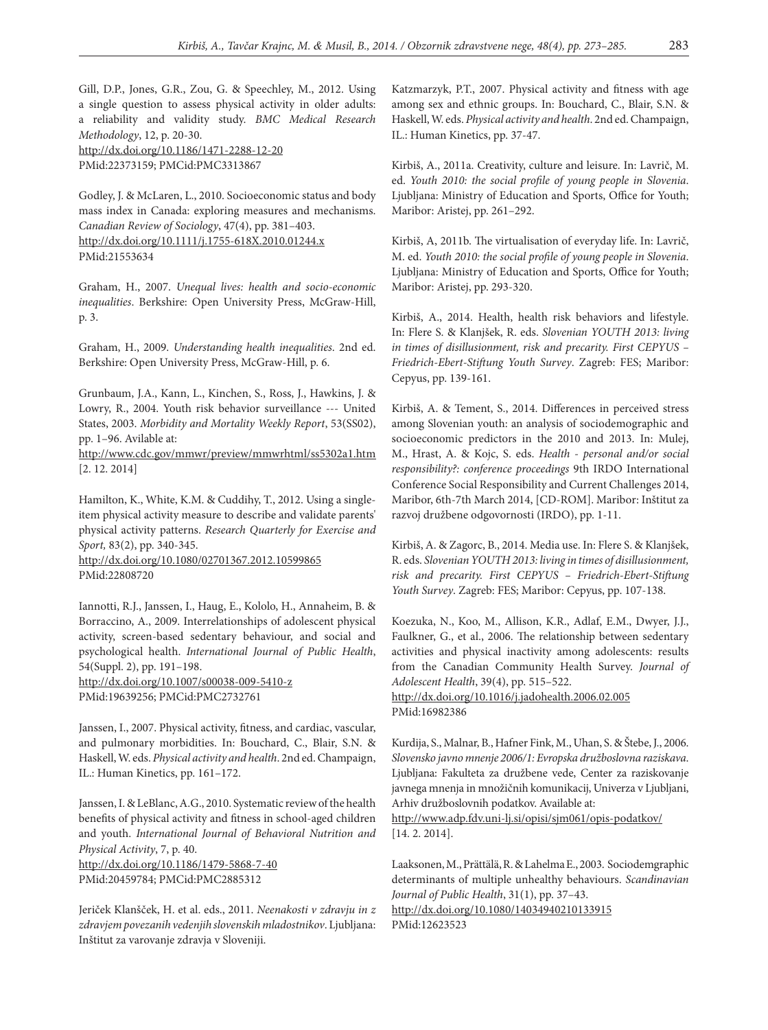Gill, D.P., Jones, G.R., Zou, G. & Speechley, M., 2012. Using a single question to assess physical activity in older adults: a reliability and validity study. *BMC Medical Research Methodology*, 12, p. 20-30.
http://dx.doi.org/10.1186/1471-2288-12-20
PMid:22373159; PMCid:PMC3313867

Godley, J. & McLaren, L., 2010. Socioeconomic status and body mass index in Canada: exploring measures and mechanisms. *Canadian Review of Sociology*, 47(4), pp. 381–403.
http://dx.doi.org/10.1111/j.1755-618X.2010.01244.x
PMid:21553634

Graham, H., 2007. *Unequal lives: health and socio-economic inequalities*. Berkshire: Open University Press, McGraw-Hill, p. 3.

Graham, H., 2009. *Understanding health inequalities*. 2nd ed. Berkshire: Open University Press, McGraw-Hill, p. 6.

Grunbaum, J.A., Kann, L., Kinchen, S., Ross, J., Hawkins, J. & Lowry, R., 2004. Youth risk behavior surveillance --- United States, 2003. *Morbidity and Mortality Weekly Report*, 53(SS02), pp. 1–96. Avilable at:
http://www.cdc.gov/mmwr/preview/mmwrhtml/ss5302a1.htm [2. 12. 2014]

Hamilton, K., White, K.M. & Cuddihy, T., 2012. Using a single-item physical activity measure to describe and validate parents' physical activity patterns. *Research Quarterly for Exercise and Sport,* 83(2), pp. 340-345.
http://dx.doi.org/10.1080/02701367.2012.10599865
PMid:22808720

Iannotti, R.J., Janssen, I., Haug, E., Kololo, H., Annaheim, B. & Borraccino, A., 2009. Interrelationships of adolescent physical activity, screen-based sedentary behaviour, and social and psychological health. *International Journal of Public Health*, 54(Suppl. 2), pp. 191–198.
http://dx.doi.org/10.1007/s00038-009-5410-z
PMid:19639256; PMCid:PMC2732761

Janssen, I., 2007. Physical activity, fitness, and cardiac, vascular, and pulmonary morbidities. In: Bouchard, C., Blair, S.N. & Haskell, W. eds. *Physical activity and health*. 2nd ed. Champaign, IL.: Human Kinetics, pp. 161–172.

Janssen, I. & LeBlanc, A.G., 2010. Systematic review of the health benefits of physical activity and fitness in school-aged children and youth. *International Journal of Behavioral Nutrition and Physical Activity*, 7, p. 40.
http://dx.doi.org/10.1186/1479-5868-7-40
PMid:20459784; PMCid:PMC2885312

Jeriček Klanšček, H. et al. eds., 2011. *Neenakosti v zdravju in z zdravjem povezanih vedenjih slovenskih mladostnikov*. Ljubljana: Inštitut za varovanje zdravja v Sloveniji.

Katzmarzyk, P.T., 2007. Physical activity and fitness with age among sex and ethnic groups. In: Bouchard, C., Blair, S.N. & Haskell, W. eds. *Physical activity and health*. 2nd ed. Champaign, IL.: Human Kinetics, pp. 37-47.

Kirbiš, A., 2011a. Creativity, culture and leisure. In: Lavrič, M. ed. *Youth 2010: the social profile of young people in Slovenia*. Ljubljana: Ministry of Education and Sports, Office for Youth; Maribor: Aristej, pp. 261–292.

Kirbiš, A, 2011b. The virtualisation of everyday life. In: Lavrič, M. ed. *Youth 2010: the social profile of young people in Slovenia*. Ljubljana: Ministry of Education and Sports, Office for Youth; Maribor: Aristej, pp. 293-320.

Kirbiš, A., 2014. Health, health risk behaviors and lifestyle. In: Flere S. & Klanjšek, R. eds. *Slovenian YOUTH 2013: living in times of disillusionment, risk and precarity. First CEPYUS – Friedrich-Ebert-Stiftung Youth Survey*. Zagreb: FES; Maribor: Cepyus, pp. 139-161.

Kirbiš, A. & Tement, S., 2014. Differences in perceived stress among Slovenian youth: an analysis of sociodemographic and socioeconomic predictors in the 2010 and 2013. In: Mulej, M., Hrast, A. & Kojc, S. eds. *Health - personal and/or social responsibility?: conference proceedings* 9th IRDO International Conference Social Responsibility and Current Challenges 2014, Maribor, 6th-7th March 2014, [CD-ROM]. Maribor: Inštitut za razvoj družbene odgovornosti (IRDO), pp. 1-11.

Kirbiš, A. & Zagorc, B., 2014. Media use. In: Flere S. & Klanjšek, R. eds. *Slovenian YOUTH 2013: living in times of disillusionment, risk and precarity. First CEPYUS – Friedrich-Ebert-Stiftung Youth Survey*. Zagreb: FES; Maribor: Cepyus, pp. 107-138.

Koezuka, N., Koo, M., Allison, K.R., Adlaf, E.M., Dwyer, J.J., Faulkner, G., et al., 2006. The relationship between sedentary activities and physical inactivity among adolescents: results from the Canadian Community Health Survey. *Journal of Adolescent Health*, 39(4), pp. 515–522.
http://dx.doi.org/10.1016/j.jadohealth.2006.02.005
PMid:16982386

Kurdija, S., Malnar, B., Hafner Fink, M., Uhan, S. & Štebe, J., 2006. *Slovensko javno mnenje 2006/1: Evropska družboslovna raziskava*. Ljubljana: Fakulteta za družbene vede, Center za raziskovanje javnega mnenja in množičnih komunikacij, Univerza v Ljubljani, Arhiv družboslovnih podatkov. Available at:
http://www.adp.fdv.uni-lj.si/opisi/sjm061/opis-podatkov/ [14. 2. 2014].

Laaksonen, M., Prättälä, R. & Lahelma E., 2003. Sociodemgraphic determinants of multiple unhealthy behaviours. *Scandinavian Journal of Public Health*, 31(1), pp. 37–43.
http://dx.doi.org/10.1080/14034940210133915
PMid:12623523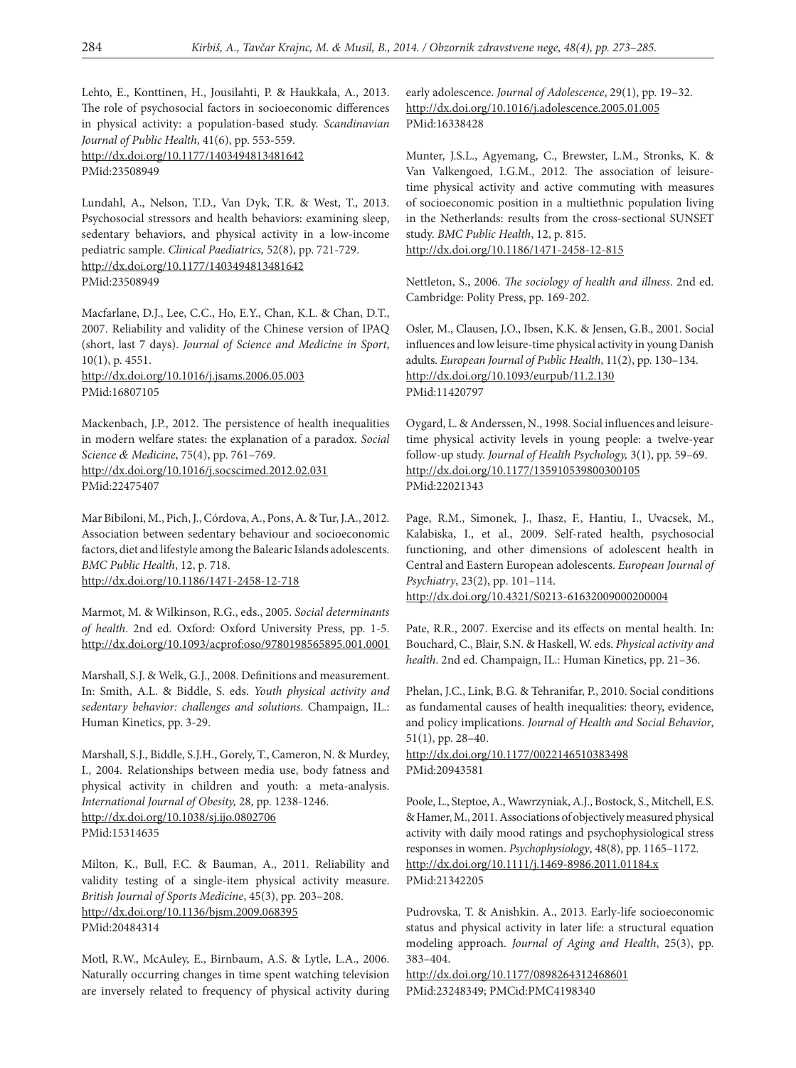Lehto, E., Konttinen, H., Jousilahti, P. & Haukkala, A., 2013. The role of psychosocial factors in socioeconomic differences in physical activity: a population-based study. *Scandinavian Journal of Public Health*, 41(6), pp. 553-559. http://dx.doi.org/10.1177/1403494813481642 PMid:23508949

Lundahl, A., Nelson, T.D., Van Dyk, T.R. & West, T., 2013. Psychosocial stressors and health behaviors: examining sleep, sedentary behaviors, and physical activity in a low-income pediatric sample. *Clinical Paediatrics,* 52(8), pp. 721-729. http://dx.doi.org/10.1177/1403494813481642 PMid:23508949

Macfarlane, D.J., Lee, C.C., Ho, E.Y., Chan, K.L. & Chan, D.T., 2007. Reliability and validity of the Chinese version of IPAQ (short, last 7 days). *Journal of Science and Medicine in Sport*, 10(1), p. 4551. http://dx.doi.org/10.1016/j.jsams.2006.05.003 PMid:16807105

Mackenbach, J.P., 2012. The persistence of health inequalities in modern welfare states: the explanation of a paradox. *Social Science & Medicine*, 75(4), pp. 761–769. http://dx.doi.org/10.1016/j.socscimed.2012.02.031 PMid:22475407

Mar Bibiloni, M., Pich, J., Córdova, A., Pons, A. & Tur, J.A., 2012. Association between sedentary behaviour and socioeconomic factors, diet and lifestyle among the Balearic Islands adolescents. *BMC Public Health*, 12, p. 718. http://dx.doi.org/10.1186/1471-2458-12-718

Marmot, M. & Wilkinson, R.G., eds., 2005. *Social determinants of health*. 2nd ed. Oxford: Oxford University Press, pp. 1-5. http://dx.doi.org/10.1093/acprof:oso/9780198565895.001.0001

Marshall, S.J. & Welk, G.J., 2008. Definitions and measurement. In: Smith, A.L. & Biddle, S. eds. *Youth physical activity and sedentary behavior: challenges and solutions*. Champaign, IL.: Human Kinetics, pp. 3-29.

Marshall, S.J., Biddle, S.J.H., Gorely, T., Cameron, N. & Murdey, I., 2004. Relationships between media use, body fatness and physical activity in children and youth: a meta-analysis. *International Journal of Obesity,* 28, pp. 1238-1246. http://dx.doi.org/10.1038/sj.ijo.0802706 PMid:15314635

Milton, K., Bull, F.C. & Bauman, A., 2011. Reliability and validity testing of a single-item physical activity measure. *British Journal of Sports Medicine*, 45(3), pp. 203–208. http://dx.doi.org/10.1136/bjsm.2009.068395 PMid:20484314

Motl, R.W., McAuley, E., Birnbaum, A.S. & Lytle, L.A., 2006. Naturally occurring changes in time spent watching television are inversely related to frequency of physical activity during early adolescence. *Journal of Adolescence*, 29(1), pp. 19–32. http://dx.doi.org/10.1016/j.adolescence.2005.01.005 PMid:16338428

Munter, J.S.L., Agyemang, C., Brewster, L.M., Stronks, K. & Van Valkengoed, I.G.M., 2012. The association of leisure-time physical activity and active commuting with measures of socioeconomic position in a multiethnic population living in the Netherlands: results from the cross-sectional SUNSET study. *BMC Public Health*, 12, p. 815. http://dx.doi.org/10.1186/1471-2458-12-815

Nettleton, S., 2006. *The sociology of health and illness*. 2nd ed. Cambridge: Polity Press, pp. 169-202.

Osler, M., Clausen, J.O., Ibsen, K.K. & Jensen, G.B., 2001. Social influences and low leisure-time physical activity in young Danish adults. *European Journal of Public Health*, 11(2), pp. 130–134. http://dx.doi.org/10.1093/eurpub/11.2.130 PMid:11420797

Oygard, L. & Anderssen, N., 1998. Social influences and leisure-time physical activity levels in young people: a twelve-year follow-up study. *Journal of Health Psychology,* 3(1), pp. 59–69. http://dx.doi.org/10.1177/135910539800300105 PMid:22021343

Page, R.M., Simonek, J., Ihasz, F., Hantiu, I., Uvacsek, M., Kalabiska, I., et al., 2009. Self-rated health, psychosocial functioning, and other dimensions of adolescent health in Central and Eastern European adolescents. *European Journal of Psychiatry*, 23(2), pp. 101–114. http://dx.doi.org/10.4321/S0213-61632009000200004

Pate, R.R., 2007. Exercise and its effects on mental health. In: Bouchard, C., Blair, S.N. & Haskell, W. eds. *Physical activity and health*. 2nd ed. Champaign, IL.: Human Kinetics, pp. 21–36.

Phelan, J.C., Link, B.G. & Tehranifar, P., 2010. Social conditions as fundamental causes of health inequalities: theory, evidence, and policy implications. *Journal of Health and Social Behavior*, 51(1), pp. 28–40. http://dx.doi.org/10.1177/0022146510383498 PMid:20943581

Poole, L., Steptoe, A., Wawrzyniak, A.J., Bostock, S., Mitchell, E.S. & Hamer, M., 2011. Associations of objectively measured physical activity with daily mood ratings and psychophysiological stress responses in women. *Psychophysiology*, 48(8), pp. 1165–1172. http://dx.doi.org/10.1111/j.1469-8986.2011.01184.x PMid:21342205

Pudrovska, T. & Anishkin. A., 2013. Early-life socioeconomic status and physical activity in later life: a structural equation modeling approach. *Journal of Aging and Health*, 25(3), pp. 383–404. http://dx.doi.org/10.1177/0898264312468601 PMid:23248349; PMCid:PMC4198340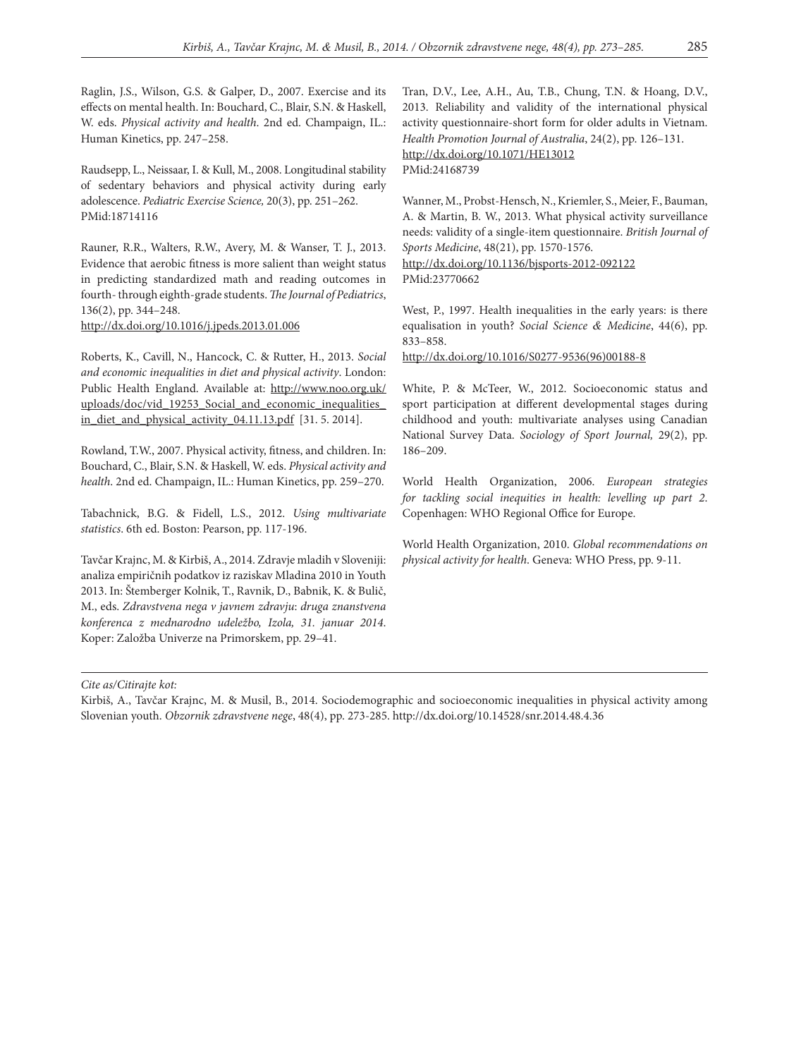Raglin, J.S., Wilson, G.S. & Galper, D., 2007. Exercise and its effects on mental health. In: Bouchard, C., Blair, S.N. & Haskell, W. eds. *Physical activity and health*. 2nd ed. Champaign, IL.: Human Kinetics, pp. 247–258.

Raudsepp, L., Neissaar, I. & Kull, M., 2008. Longitudinal stability of sedentary behaviors and physical activity during early adolescence. *Pediatric Exercise Science,* 20(3), pp. 251–262. PMid:18714116

Rauner, R.R., Walters, R.W., Avery, M. & Wanser, T. J., 2013. Evidence that aerobic fitness is more salient than weight status in predicting standardized math and reading outcomes in fourth- through eighth-grade students. *The Journal of Pediatrics*, 136(2), pp. 344–248.
http://dx.doi.org/10.1016/j.jpeds.2013.01.006

Roberts, K., Cavill, N., Hancock, C. & Rutter, H., 2013. *Social and economic inequalities in diet and physical activity*. London: Public Health England. Available at: http://www.noo.org.uk/uploads/doc/vid_19253_Social_and_economic_inequalities_in_diet_and_physical_activity_04.11.13.pdf [31. 5. 2014].

Rowland, T.W., 2007. Physical activity, fitness, and children. In: Bouchard, C., Blair, S.N. & Haskell, W. eds. *Physical activity and health*. 2nd ed. Champaign, IL.: Human Kinetics, pp. 259–270.

Tabachnick, B.G. & Fidell, L.S., 2012. *Using multivariate statistics*. 6th ed. Boston: Pearson, pp. 117-196.

Tavčar Krajnc, M. & Kirbiš, A., 2014. Zdravje mladih v Sloveniji: analiza empiričnih podatkov iz raziskav Mladina 2010 in Youth 2013. In: Štemberger Kolnik, T., Ravnik, D., Babnik, K. & Bulič, M., eds. *Zdravstvena nega v javnem zdravju*: *druga znanstvena konferenca z mednarodno udeležbo, Izola, 31. januar 2014*. Koper: Založba Univerze na Primorskem, pp. 29–41.

Tran, D.V., Lee, A.H., Au, T.B., Chung, T.N. & Hoang, D.V., 2013. Reliability and validity of the international physical activity questionnaire-short form for older adults in Vietnam. *Health Promotion Journal of Australia*, 24(2), pp. 126–131.
http://dx.doi.org/10.1071/HE13012
PMid:24168739

Wanner, M., Probst-Hensch, N., Kriemler, S., Meier, F., Bauman, A. & Martin, B. W., 2013. What physical activity surveillance needs: validity of a single-item questionnaire. *British Journal of Sports Medicine*, 48(21), pp. 1570-1576.
http://dx.doi.org/10.1136/bjsports-2012-092122
PMid:23770662

West, P., 1997. Health inequalities in the early years: is there equalisation in youth? *Social Science & Medicine*, 44(6), pp. 833–858.
http://dx.doi.org/10.1016/S0277-9536(96)00188-8

White, P. & McTeer, W., 2012. Socioeconomic status and sport participation at different developmental stages during childhood and youth: multivariate analyses using Canadian National Survey Data. *Sociology of Sport Journal,* 29(2), pp. 186–209.

World Health Organization, 2006. *European strategies for tackling social inequities in health: levelling up part 2*. Copenhagen: WHO Regional Office for Europe.

World Health Organization, 2010. *Global recommendations on physical activity for health*. Geneva: WHO Press, pp. 9-11.

---

*Cite as/Citirajte kot:*

Kirbiš, A., Tavčar Krajnc, M. & Musil, B., 2014. Sociodemographic and socioeconomic inequalities in physical activity among Slovenian youth. *Obzornik zdravstvene nege*, 48(4), pp. 273-285. http://dx.doi.org/10.14528/snr.2014.48.4.36